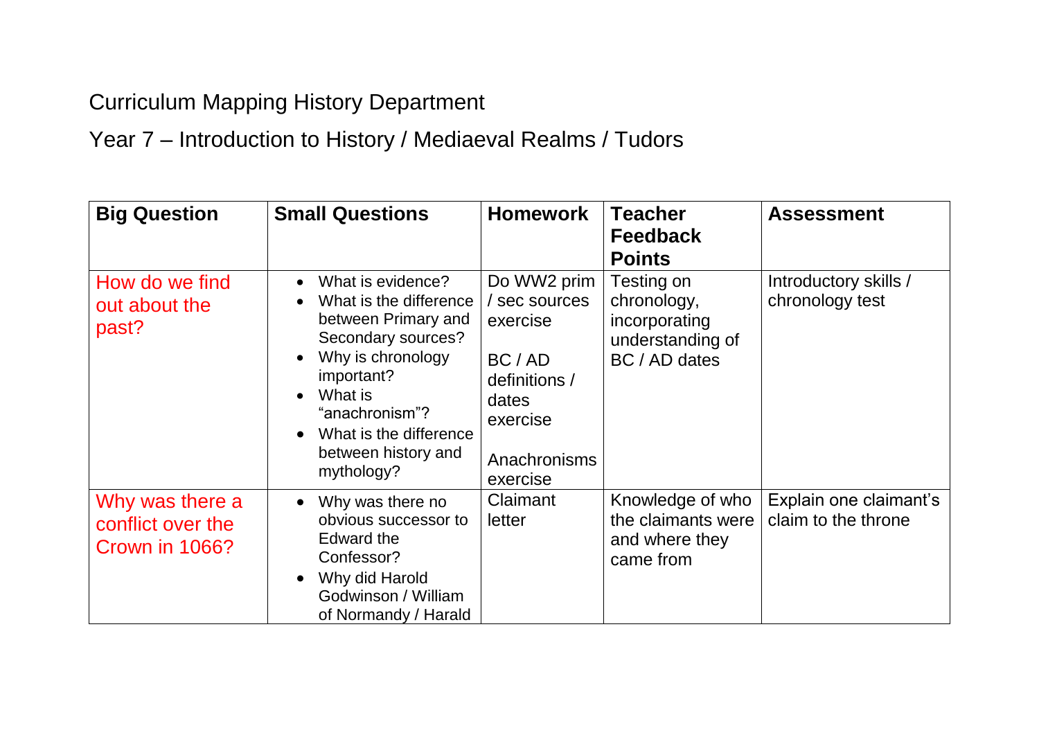Curriculum Mapping History Department

Year 7 – Introduction to History / Mediaeval Realms / Tudors

| **Big Question** | **Small Questions** | **Homework** | **Teacher Feedback Points** | **Assessment** |
|---|---|---|---|---|
| How do we find out about the past? | • What is evidence?<br>• What is the difference between Primary and Secondary sources?<br>• Why is chronology important?<br>• What is "anachronism"?<br>• What is the difference between history and mythology? | Do WW2 prim / sec sources exercise<br><br>BC / AD definitions / dates exercise<br><br>Anachronisms exercise | Testing on chronology, incorporating understanding of BC / AD dates | Introductory skills / chronology test |
| Why was there a conflict over the Crown in 1066? | • Why was there no obvious successor to Edward the Confessor?<br>• Why did Harold Godwinson / William of Normandy / Harald | Claimant letter | Knowledge of who the claimants were and where they came from | Explain one claimant's claim to the throne |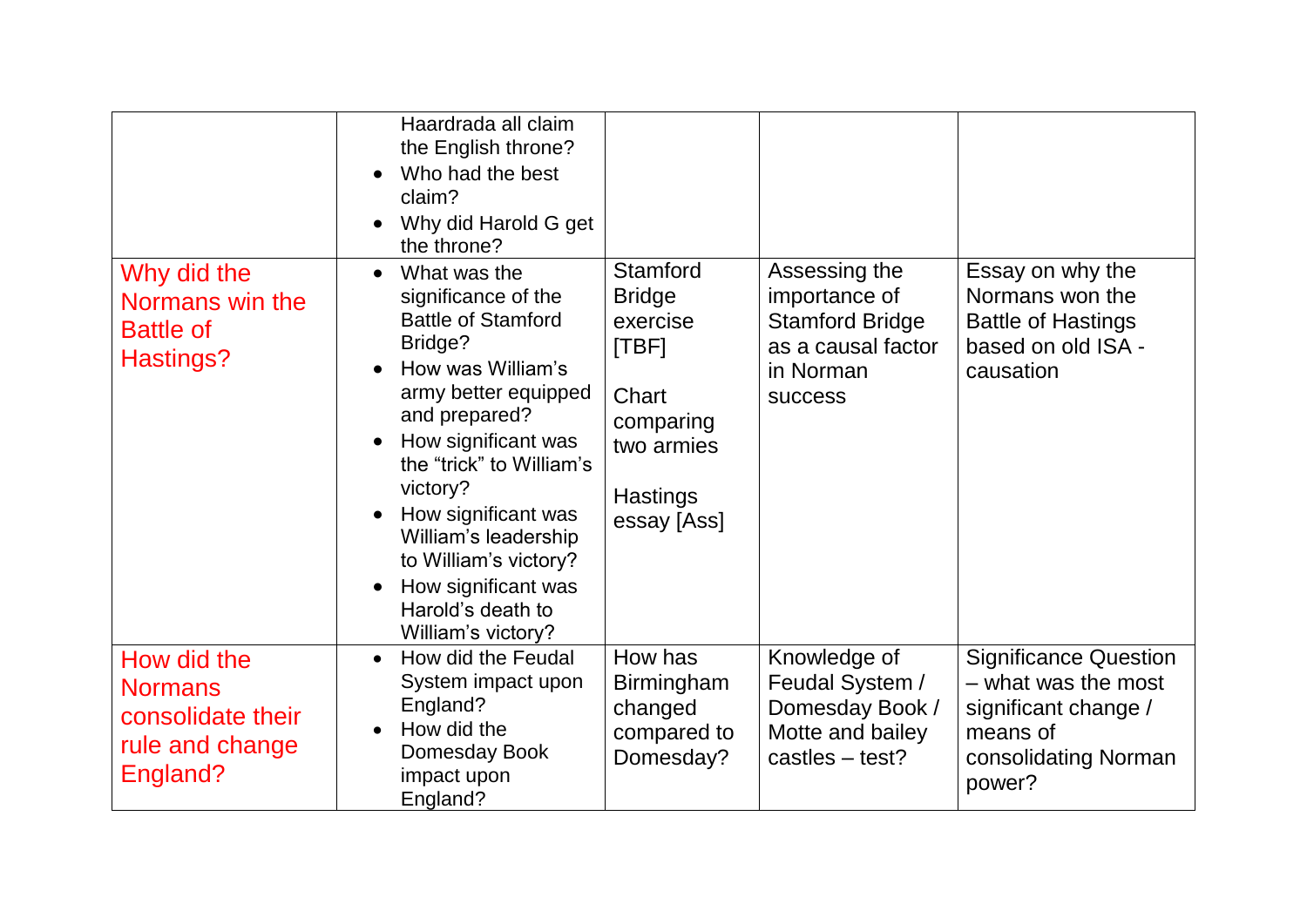| | | | | |
|---|---|---|---|---|
| | • Haardrada all claim the English throne?<br>• Who had the best claim?<br>• Why did Harold G get the throne? | | | |
| Why did the Normans win the Battle of Hastings? | • What was the significance of the Battle of Stamford Bridge?<br>• How was William's army better equipped and prepared?<br>• How significant was the "trick" to William's victory?<br>• How significant was William's leadership to William's victory?<br>• How significant was Harold's death to William's victory? | Stamford Bridge exercise [TBF]<br><br>Chart comparing two armies<br><br>Hastings essay [Ass] | Assessing the importance of Stamford Bridge as a causal factor in Norman success | Essay on why the Normans won the Battle of Hastings based on old ISA - causation |
| How did the Normans consolidate their rule and change England? | • How did the Feudal System impact upon England?<br>• How did the Domesday Book impact upon England? | How has Birmingham changed compared to Domesday? | Knowledge of Feudal System / Domesday Book / Motte and bailey castles – test? | Significance Question – what was the most significant change / means of consolidating Norman power? |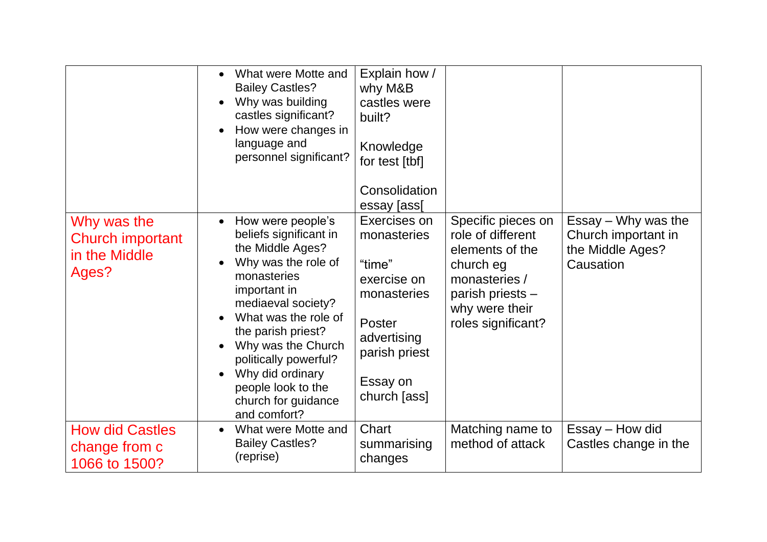| | | | | |
|---|---|---|---|---|
| | • What were Motte and Bailey Castles?<br>• Why was building castles significant?<br>• How were changes in language and personnel significant? | Explain how / why M&B castles were built?<br><br>Knowledge for test [tbf]<br><br>Consolidation essay [ass[ | | |
| Why was the Church important in the Middle Ages? | • How were people's beliefs significant in the Middle Ages?<br>• Why was the role of monasteries important in mediaeval society?<br>• What was the role of the parish priest?<br>• Why was the Church politically powerful?<br>• Why did ordinary people look to the church for guidance and comfort? | Exercises on monasteries<br><br>"time" exercise on monasteries<br><br>Poster advertising parish priest<br><br>Essay on church [ass] | Specific pieces on role of different elements of the church eg monasteries / parish priests – why were their roles significant? | Essay – Why was the Church important in the Middle Ages? Causation |
| How did Castles change from c 1066 to 1500? | • What were Motte and Bailey Castles? (reprise) | Chart summarising changes | Matching name to method of attack | Essay – How did Castles change in the |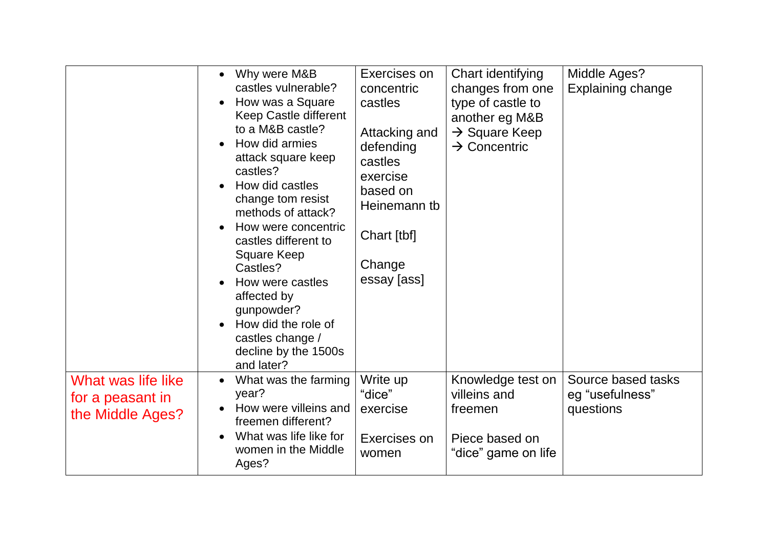| | | | | |
|---|---|---|---|---|
| | • Why were M&B castles vulnerable?<br>• How was a Square Keep Castle different to a M&B castle?<br>• How did armies attack square keep castles?<br>• How did castles change tom resist methods of attack?<br>• How were concentric castles different to Square Keep Castles?<br>• How were castles affected by gunpowder?<br>• How did the role of castles change / decline by the 1500s and later? | Exercises on concentric castles<br><br>Attacking and defending castles exercise based on Heinemann tb<br><br>Chart [tbf]<br><br>Change essay [ass] | Chart identifying changes from one type of castle to another eg M&B → Square Keep → Concentric | Middle Ages? Explaining change |
| What was life like for a peasant in the Middle Ages? | • What was the farming year?<br>• How were villeins and freemen different?<br>• What was life like for women in the Middle Ages? | Write up "dice" exercise<br><br>Exercises on women | Knowledge test on villeins and freemen<br><br>Piece based on "dice" game on life | Source based tasks eg "usefulness" questions |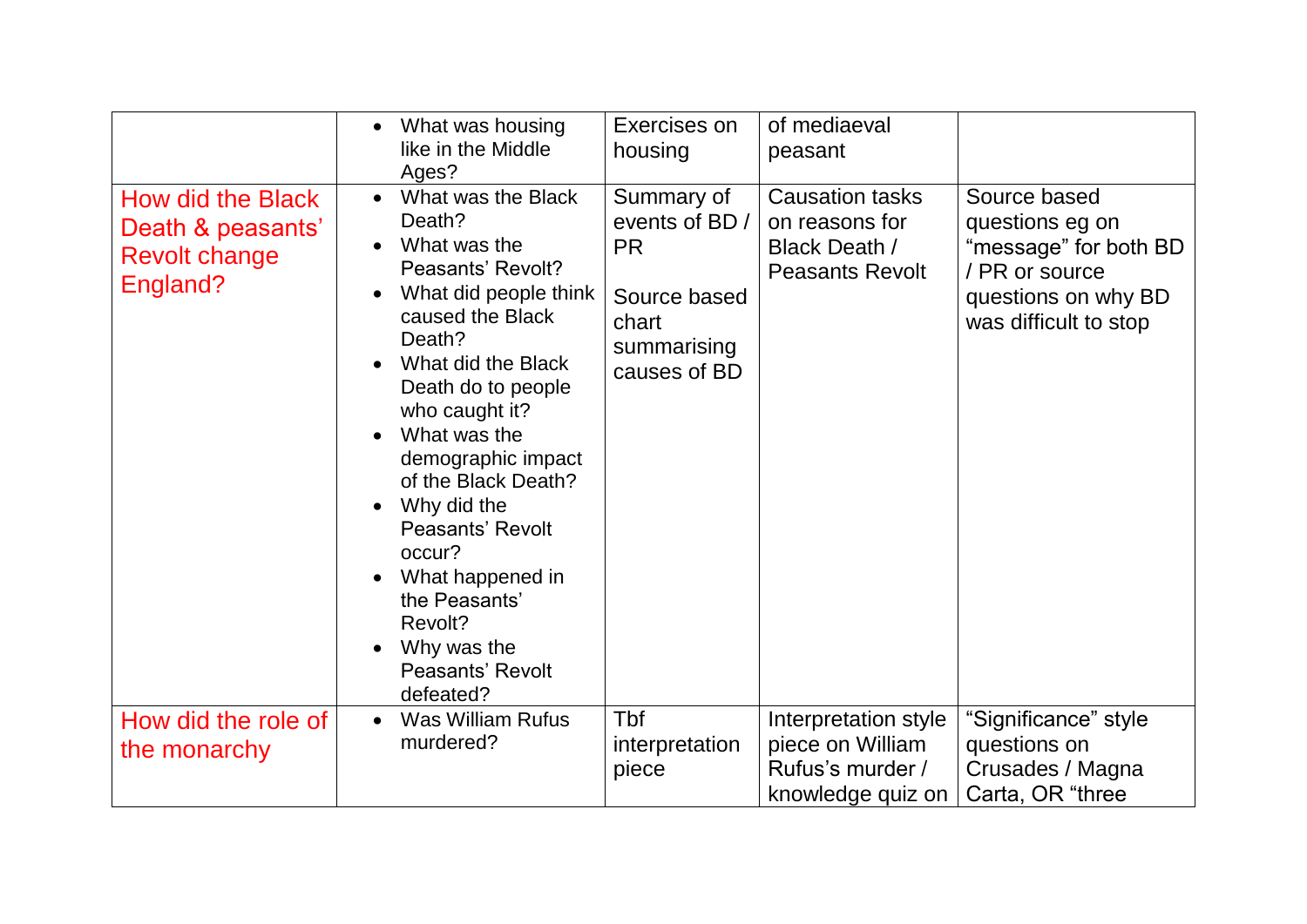| | | | | |
|---|---|---|---|---|
| | • What was housing like in the Middle Ages? | Exercises on housing | of mediaeval peasant | |
| How did the Black Death & peasants' Revolt change England? | • What was the Black Death?<br>• What was the Peasants' Revolt?<br>• What did people think caused the Black Death?<br>• What did the Black Death do to people who caught it?<br>• What was the demographic impact of the Black Death?<br>• Why did the Peasants' Revolt occur?<br>• What happened in the Peasants' Revolt?<br>• Why was the Peasants' Revolt defeated? | Summary of events of BD / PR<br><br>Source based chart summarising causes of BD | Causation tasks on reasons for Black Death / Peasants Revolt | Source based questions eg on "message" for both BD / PR or source questions on why BD was difficult to stop |
| How did the role of the monarchy | • Was William Rufus murdered? | Tbf interpretation piece | Interpretation style piece on William Rufus's murder / knowledge quiz on | "Significance" style questions on Crusades / Magna Carta, OR "three |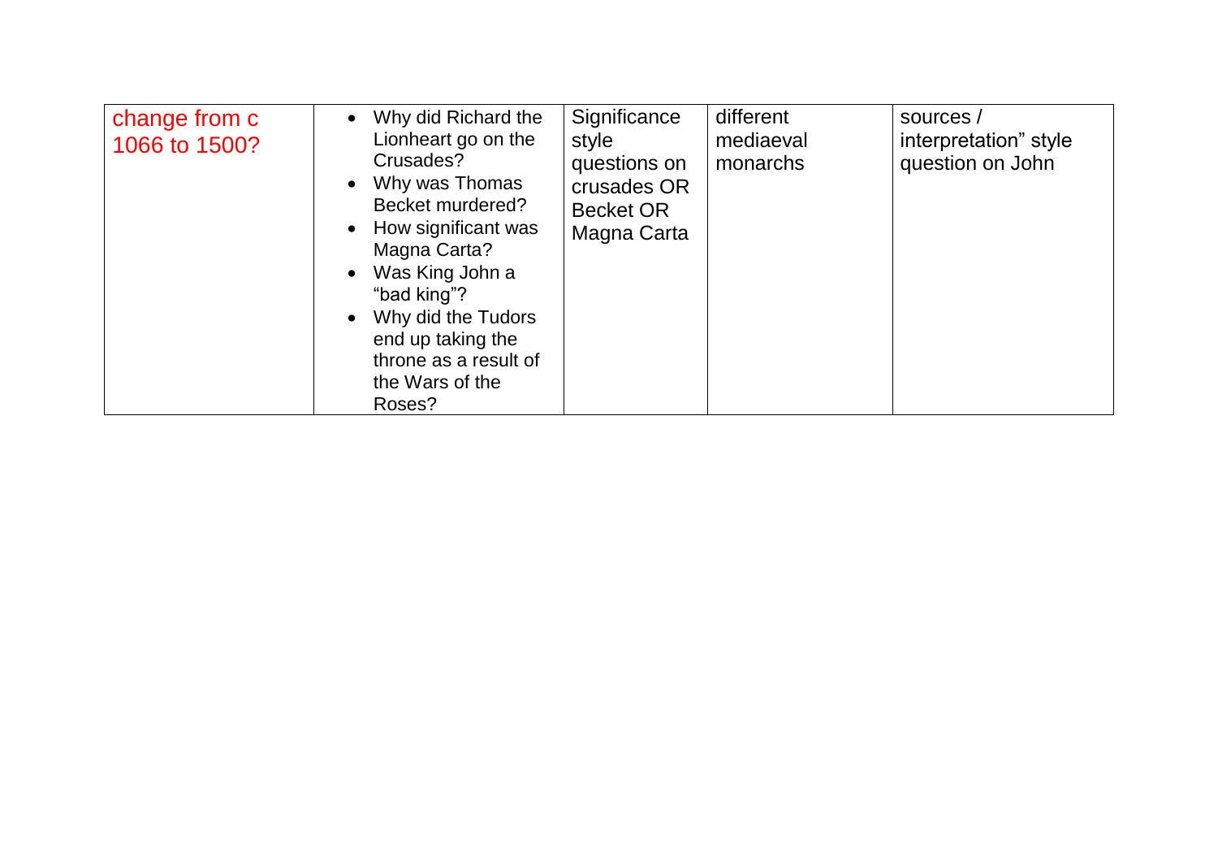| | | | | |
|---|---|---|---|---|
| change from c 1066 to 1500? | • Why did Richard the Lionheart go on the Crusades?<br>• Why was Thomas Becket murdered?<br>• How significant was Magna Carta?<br>• Was King John a "bad king"?<br>• Why did the Tudors end up taking the throne as a result of the Wars of the Roses? | Significance style questions on crusades OR Becket OR Magna Carta | different mediaeval monarchs | sources / interpretation" style question on John |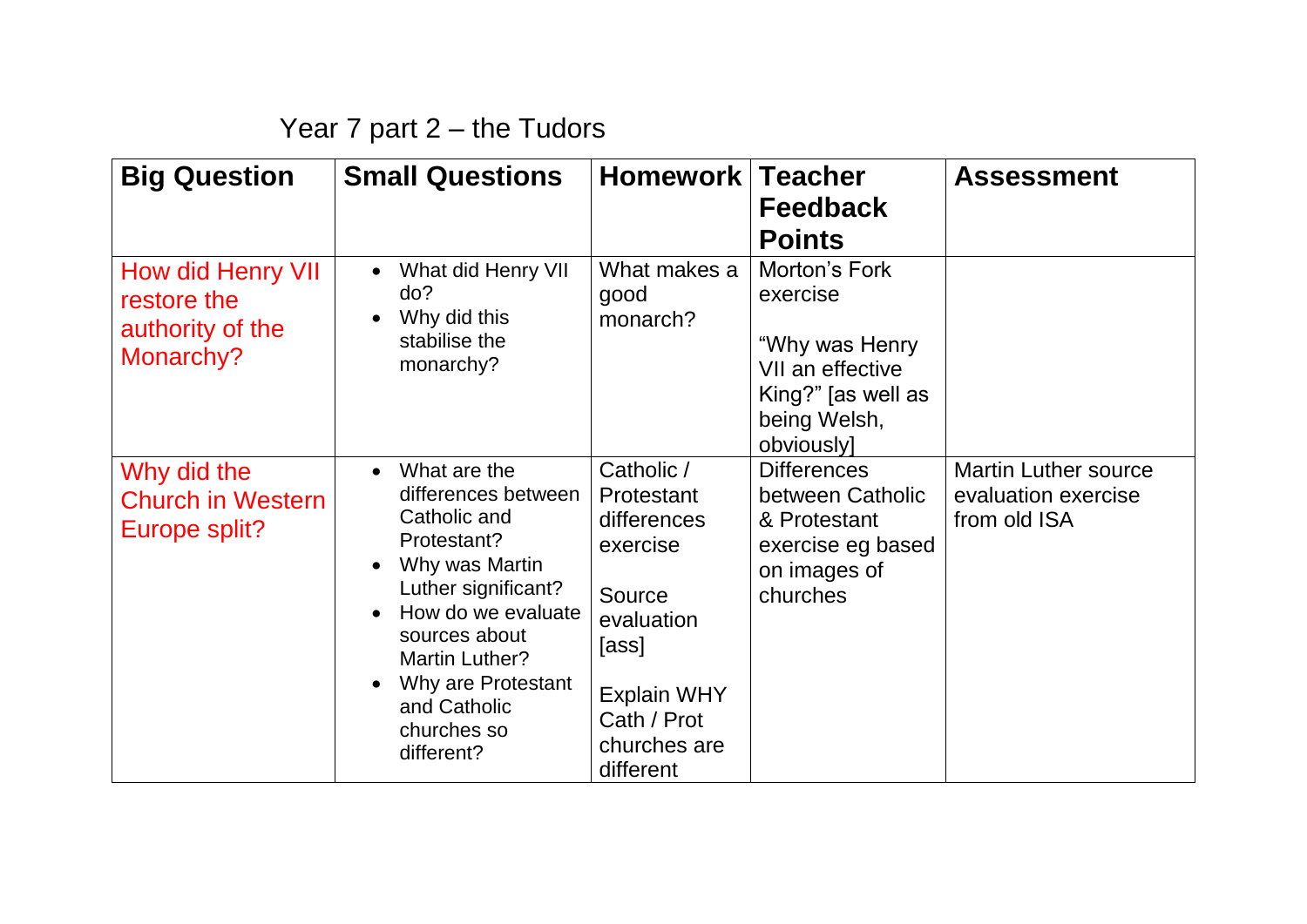# Year 7 part 2 – the Tudors

| Big Question | Small Questions | Homework | Teacher Feedback Points | Assessment |
|---|---|---|---|---|
| How did Henry VII restore the authority of the Monarchy? | • What did Henry VII do?<br>• Why did this stabilise the monarchy? | What makes a good monarch? | Morton's Fork exercise<br><br>"Why was Henry VII an effective King?" [as well as being Welsh, obviously] | |
| Why did the Church in Western Europe split? | • What are the differences between Catholic and Protestant?<br>• Why was Martin Luther significant?<br>• How do we evaluate sources about Martin Luther?<br>• Why are Protestant and Catholic churches so different? | Catholic / Protestant differences exercise<br><br>Source evaluation [ass]<br><br>Explain WHY Cath / Prot churches are different | Differences between Catholic & Protestant exercise eg based on images of churches | Martin Luther source evaluation exercise from old ISA |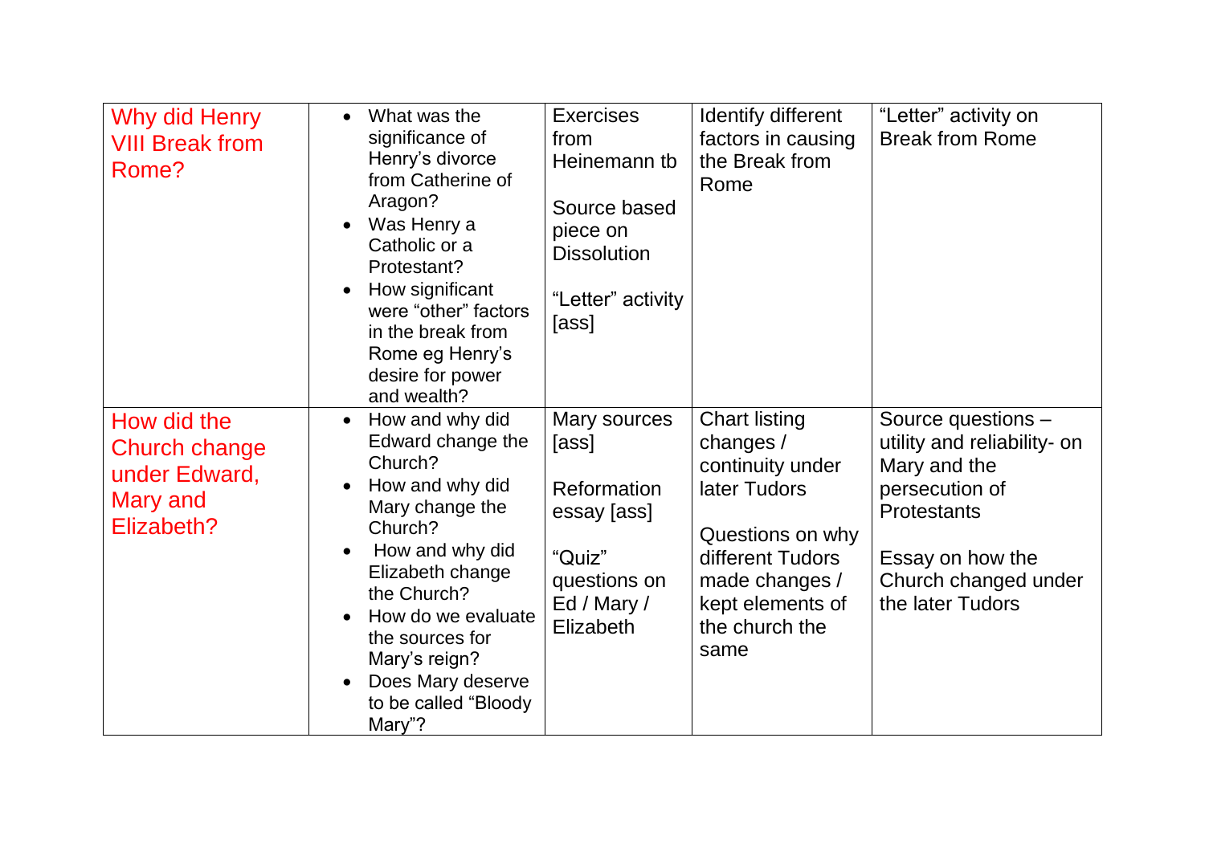| | | | | |
|---|---|---|---|---|
| Why did Henry VIII Break from Rome? | • What was the significance of Henry's divorce from Catherine of Aragon?<br>• Was Henry a Catholic or a Protestant?<br>• How significant were "other" factors in the break from Rome eg Henry's desire for power and wealth? | Exercises from Heinemann tb<br><br>Source based piece on Dissolution<br><br>"Letter" activity [ass] | Identify different factors in causing the Break from Rome | "Letter" activity on Break from Rome |
| How did the Church change under Edward, Mary and Elizabeth? | • How and why did Edward change the Church?<br>• How and why did Mary change the Church?<br>• How and why did Elizabeth change the Church?<br>• How do we evaluate the sources for Mary's reign?<br>• Does Mary deserve to be called "Bloody Mary"? | Mary sources [ass]<br><br>Reformation essay [ass]<br><br>"Quiz" questions on Ed / Mary / Elizabeth | Chart listing changes / continuity under later Tudors<br><br>Questions on why different Tudors made changes / kept elements of the church the same | Source questions – utility and reliability- on Mary and the persecution of Protestants<br><br>Essay on how the Church changed under the later Tudors |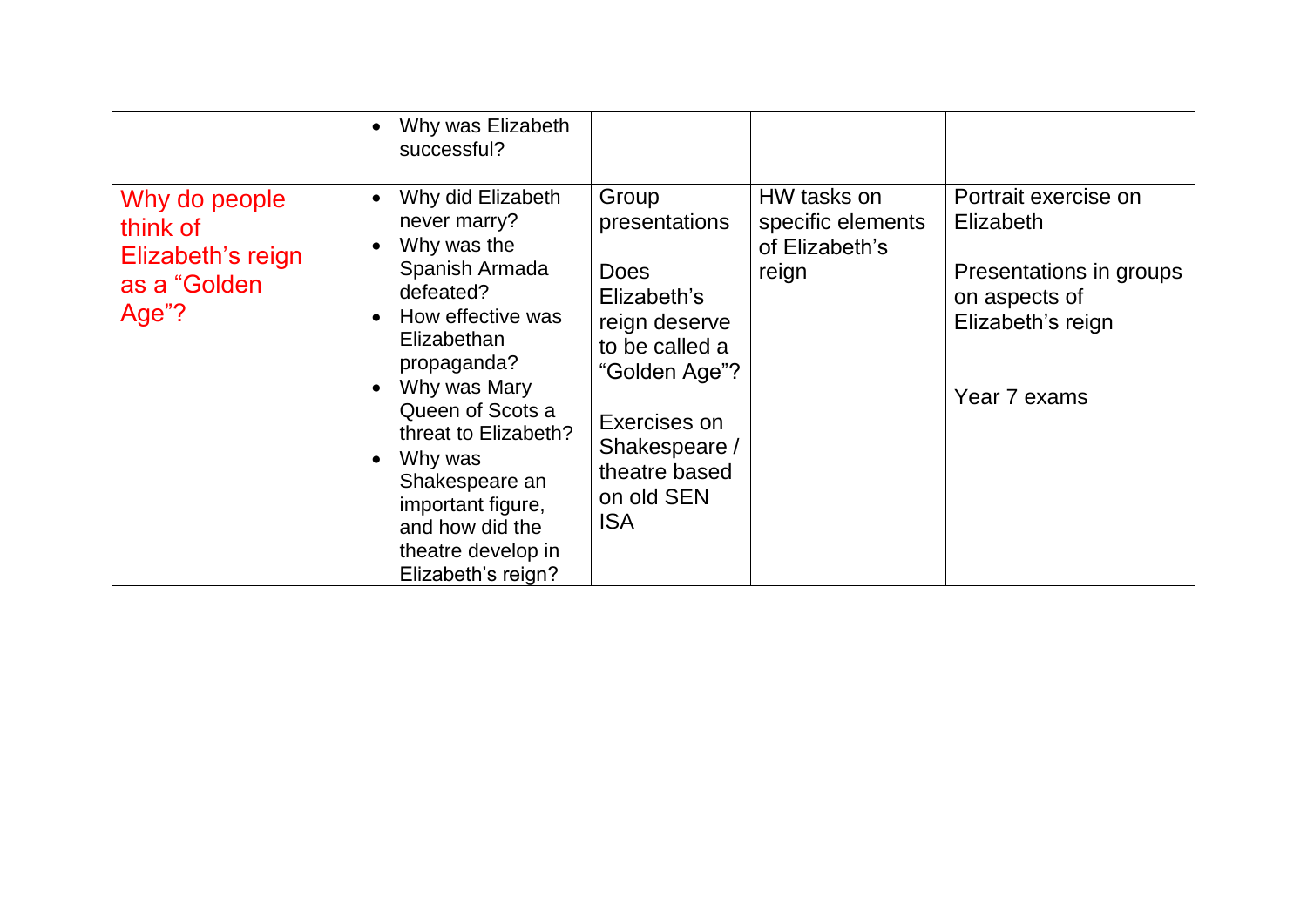| | | | | |
|---|---|---|---|---|
| | • Why was Elizabeth successful? | | | |
| Why do people think of Elizabeth's reign as a "Golden Age"? | • Why did Elizabeth never marry?<br>• Why was the Spanish Armada defeated?<br>• How effective was Elizabethan propaganda?<br>• Why was Mary Queen of Scots a threat to Elizabeth?<br>• Why was Shakespeare an important figure, and how did the theatre develop in Elizabeth's reign? | Group presentations<br><br>Does Elizabeth's reign deserve to be called a "Golden Age"?<br><br>Exercises on Shakespeare / theatre based on old SEN ISA | HW tasks on specific elements of Elizabeth's reign | Portrait exercise on Elizabeth<br><br>Presentations in groups on aspects of Elizabeth's reign<br><br>Year 7 exams |